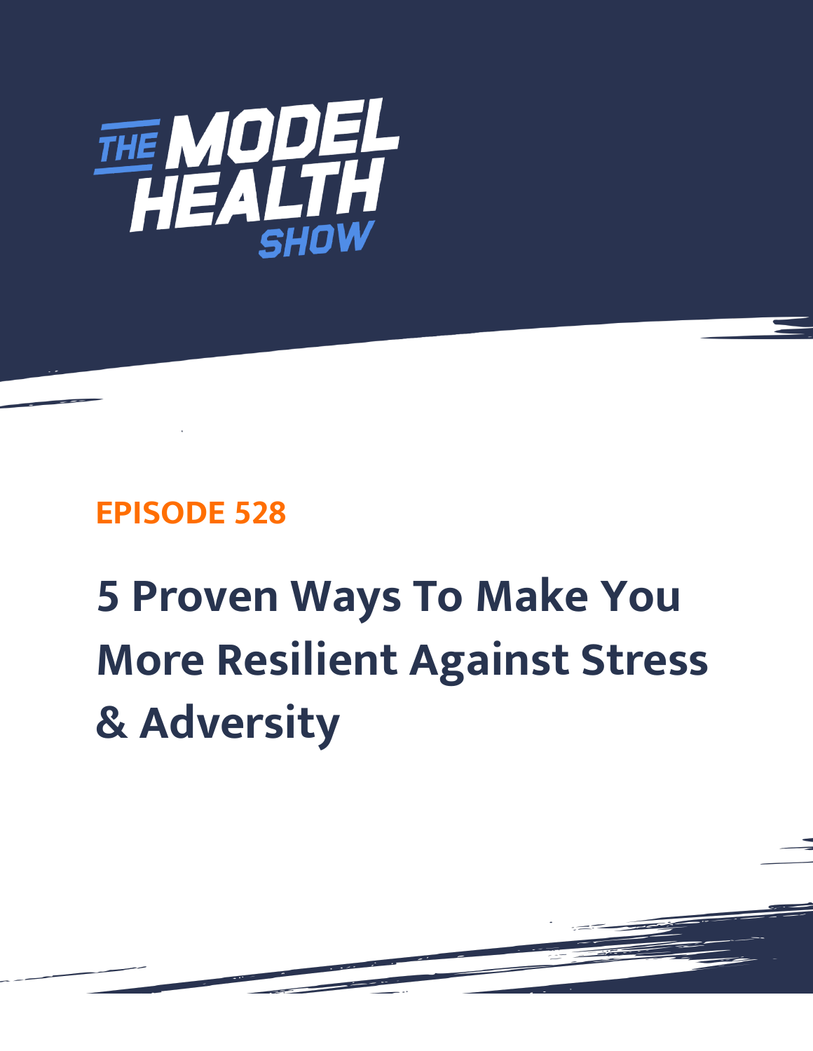# THE MODEL HEALTH SHOW

## EPISODE 528

# 5 Proven Ways To Make You More Resilient Against Stress & Adversity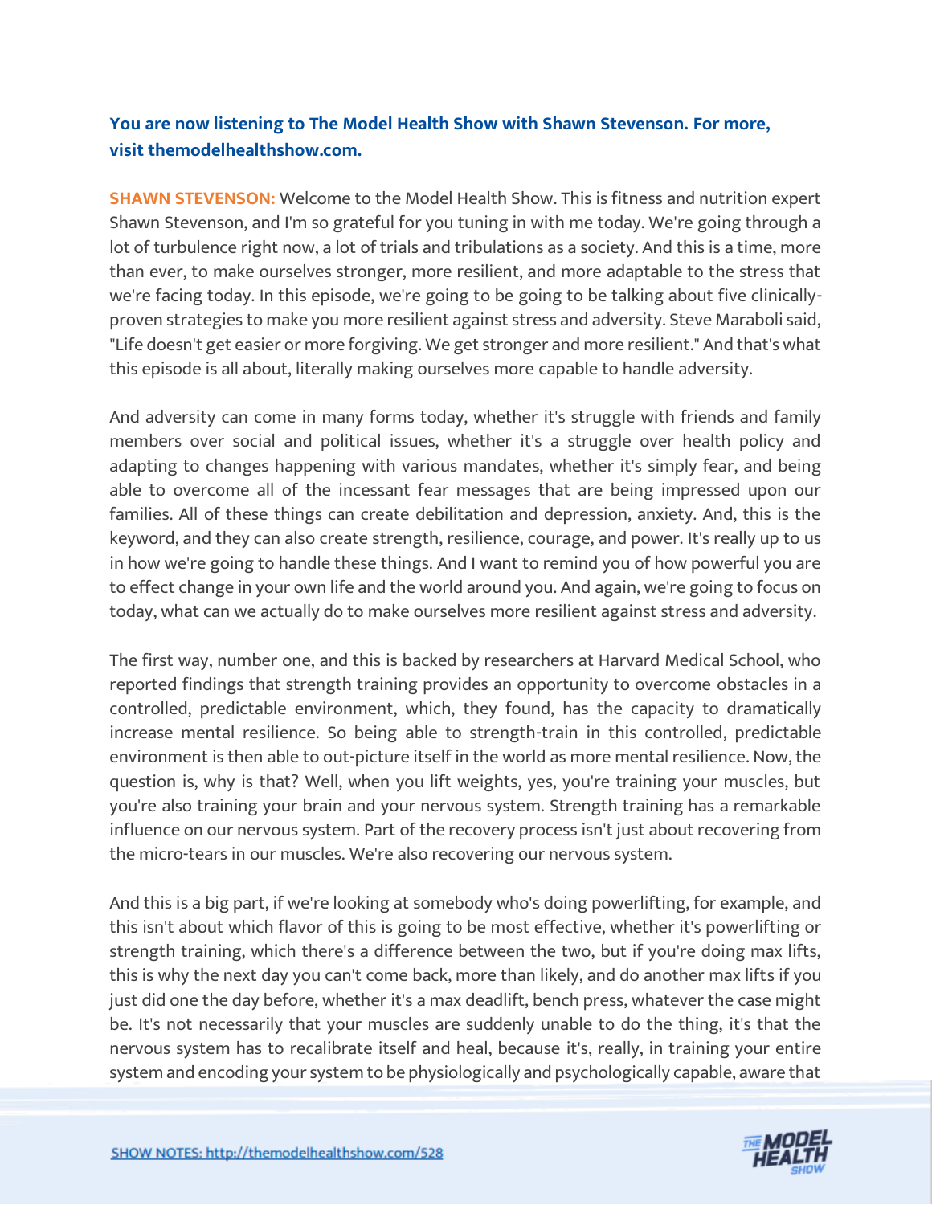**You are now listening to The Model Health Show with Shawn Stevenson. For more, visit themodelhealthshow.com.**

**SHAWN STEVENSON:** Welcome to the Model Health Show. This is fitness and nutrition expert Shawn Stevenson, and I'm so grateful for you tuning in with me today. We're going through a lot of turbulence right now, a lot of trials and tribulations as a society. And this is a time, more than ever, to make ourselves stronger, more resilient, and more adaptable to the stress that we're facing today. In this episode, we're going to be going to be talking about five clinically-proven strategies to make you more resilient against stress and adversity. Steve Maraboli said, "Life doesn't get easier or more forgiving. We get stronger and more resilient." And that's what this episode is all about, literally making ourselves more capable to handle adversity.

And adversity can come in many forms today, whether it's struggle with friends and family members over social and political issues, whether it's a struggle over health policy and adapting to changes happening with various mandates, whether it's simply fear, and being able to overcome all of the incessant fear messages that are being impressed upon our families. All of these things can create debilitation and depression, anxiety. And, this is the keyword, and they can also create strength, resilience, courage, and power. It's really up to us in how we're going to handle these things. And I want to remind you of how powerful you are to effect change in your own life and the world around you. And again, we're going to focus on today, what can we actually do to make ourselves more resilient against stress and adversity.

The first way, number one, and this is backed by researchers at Harvard Medical School, who reported findings that strength training provides an opportunity to overcome obstacles in a controlled, predictable environment, which, they found, has the capacity to dramatically increase mental resilience. So being able to strength-train in this controlled, predictable environment is then able to out-picture itself in the world as more mental resilience. Now, the question is, why is that? Well, when you lift weights, yes, you're training your muscles, but you're also training your brain and your nervous system. Strength training has a remarkable influence on our nervous system. Part of the recovery process isn't just about recovering from the micro-tears in our muscles. We're also recovering our nervous system.

And this is a big part, if we're looking at somebody who's doing powerlifting, for example, and this isn't about which flavor of this is going to be most effective, whether it's powerlifting or strength training, which there's a difference between the two, but if you're doing max lifts, this is why the next day you can't come back, more than likely, and do another max lifts if you just did one the day before, whether it's a max deadlift, bench press, whatever the case might be. It's not necessarily that your muscles are suddenly unable to do the thing, it's that the nervous system has to recalibrate itself and heal, because it's, really, in training your entire system and encoding your system to be physiologically and psychologically capable, aware that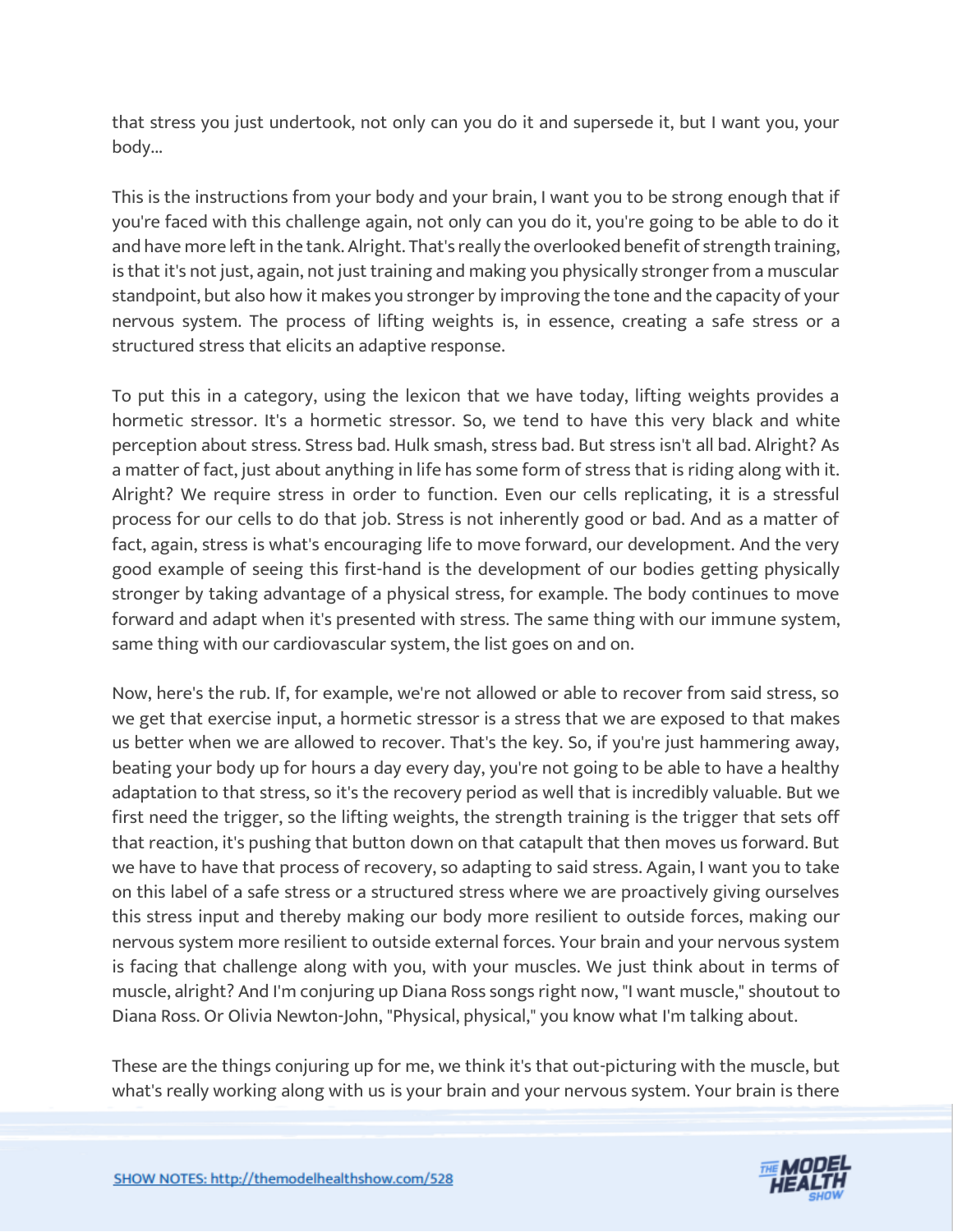that stress you just undertook, not only can you do it and supersede it, but I want you, your body...

This is the instructions from your body and your brain, I want you to be strong enough that if you're faced with this challenge again, not only can you do it, you're going to be able to do it and have more left in the tank. Alright. That's really the overlooked benefit of strength training, is that it's not just, again, not just training and making you physically stronger from a muscular standpoint, but also how it makes you stronger by improving the tone and the capacity of your nervous system. The process of lifting weights is, in essence, creating a safe stress or a structured stress that elicits an adaptive response.

To put this in a category, using the lexicon that we have today, lifting weights provides a hormetic stressor. It's a hormetic stressor. So, we tend to have this very black and white perception about stress. Stress bad. Hulk smash, stress bad. But stress isn't all bad. Alright? As a matter of fact, just about anything in life has some form of stress that is riding along with it. Alright? We require stress in order to function. Even our cells replicating, it is a stressful process for our cells to do that job. Stress is not inherently good or bad. And as a matter of fact, again, stress is what's encouraging life to move forward, our development. And the very good example of seeing this first-hand is the development of our bodies getting physically stronger by taking advantage of a physical stress, for example. The body continues to move forward and adapt when it's presented with stress. The same thing with our immune system, same thing with our cardiovascular system, the list goes on and on.

Now, here's the rub. If, for example, we're not allowed or able to recover from said stress, so we get that exercise input, a hormetic stressor is a stress that we are exposed to that makes us better when we are allowed to recover. That's the key. So, if you're just hammering away, beating your body up for hours a day every day, you're not going to be able to have a healthy adaptation to that stress, so it's the recovery period as well that is incredibly valuable. But we first need the trigger, so the lifting weights, the strength training is the trigger that sets off that reaction, it's pushing that button down on that catapult that then moves us forward. But we have to have that process of recovery, so adapting to said stress. Again, I want you to take on this label of a safe stress or a structured stress where we are proactively giving ourselves this stress input and thereby making our body more resilient to outside forces, making our nervous system more resilient to outside external forces. Your brain and your nervous system is facing that challenge along with you, with your muscles. We just think about in terms of muscle, alright? And I'm conjuring up Diana Ross songs right now, "I want muscle," shoutout to Diana Ross. Or Olivia Newton-John, "Physical, physical," you know what I'm talking about.

These are the things conjuring up for me, we think it's that out-picturing with the muscle, but what's really working along with us is your brain and your nervous system. Your brain is there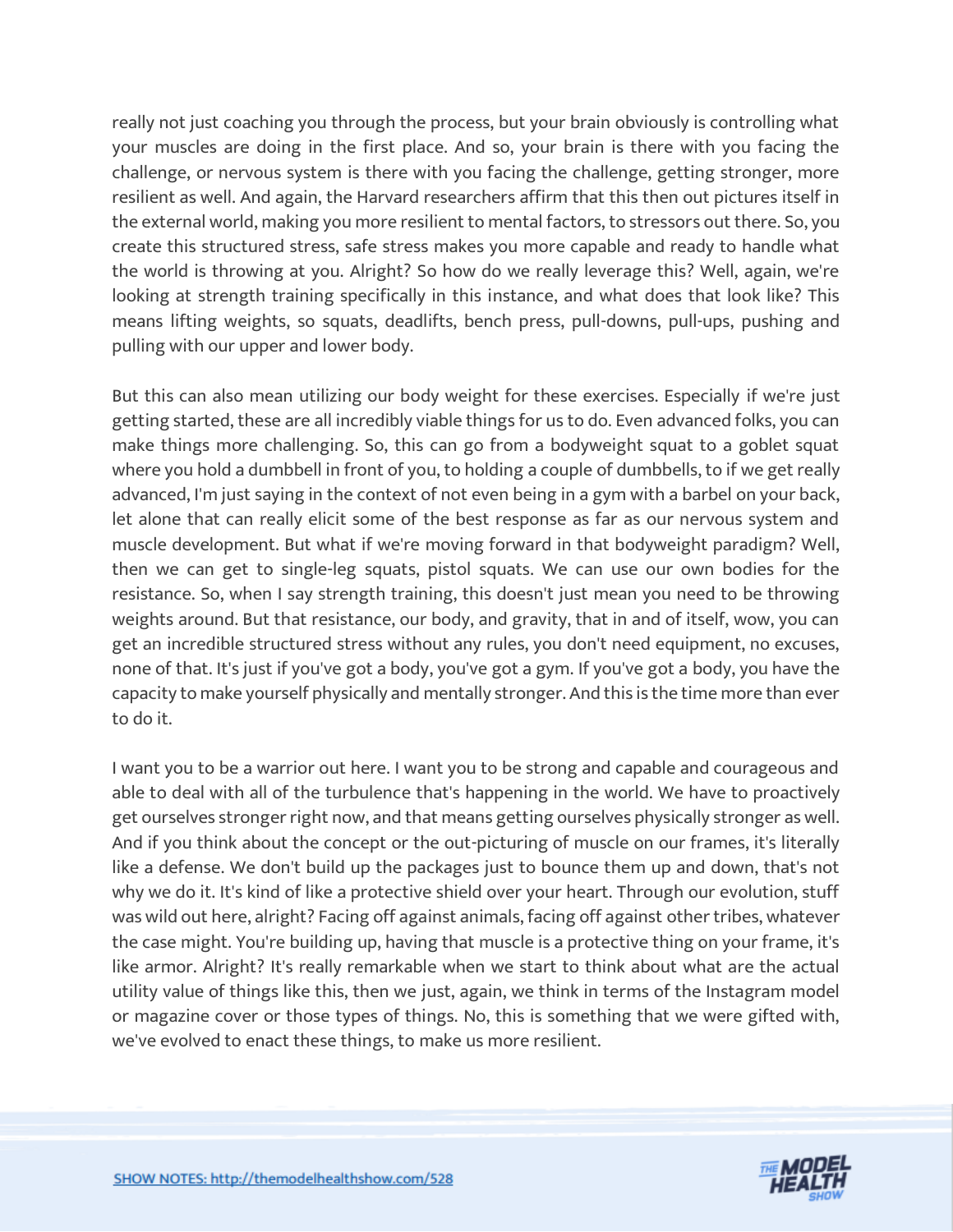really not just coaching you through the process, but your brain obviously is controlling what your muscles are doing in the first place. And so, your brain is there with you facing the challenge, or nervous system is there with you facing the challenge, getting stronger, more resilient as well. And again, the Harvard researchers affirm that this then out pictures itself in the external world, making you more resilient to mental factors, to stressors out there. So, you create this structured stress, safe stress makes you more capable and ready to handle what the world is throwing at you. Alright? So how do we really leverage this? Well, again, we're looking at strength training specifically in this instance, and what does that look like? This means lifting weights, so squats, deadlifts, bench press, pull-downs, pull-ups, pushing and pulling with our upper and lower body.

But this can also mean utilizing our body weight for these exercises. Especially if we're just getting started, these are all incredibly viable things for us to do. Even advanced folks, you can make things more challenging. So, this can go from a bodyweight squat to a goblet squat where you hold a dumbbell in front of you, to holding a couple of dumbbells, to if we get really advanced, I'm just saying in the context of not even being in a gym with a barbel on your back, let alone that can really elicit some of the best response as far as our nervous system and muscle development. But what if we're moving forward in that bodyweight paradigm? Well, then we can get to single-leg squats, pistol squats. We can use our own bodies for the resistance. So, when I say strength training, this doesn't just mean you need to be throwing weights around. But that resistance, our body, and gravity, that in and of itself, wow, you can get an incredible structured stress without any rules, you don't need equipment, no excuses, none of that. It's just if you've got a body, you've got a gym. If you've got a body, you have the capacity to make yourself physically and mentally stronger. And this is the time more than ever to do it.

I want you to be a warrior out here. I want you to be strong and capable and courageous and able to deal with all of the turbulence that's happening in the world. We have to proactively get ourselves stronger right now, and that means getting ourselves physically stronger as well. And if you think about the concept or the out-picturing of muscle on our frames, it's literally like a defense. We don't build up the packages just to bounce them up and down, that's not why we do it. It's kind of like a protective shield over your heart. Through our evolution, stuff was wild out here, alright? Facing off against animals, facing off against other tribes, whatever the case might. You're building up, having that muscle is a protective thing on your frame, it's like armor. Alright? It's really remarkable when we start to think about what are the actual utility value of things like this, then we just, again, we think in terms of the Instagram model or magazine cover or those types of things. No, this is something that we were gifted with, we've evolved to enact these things, to make us more resilient.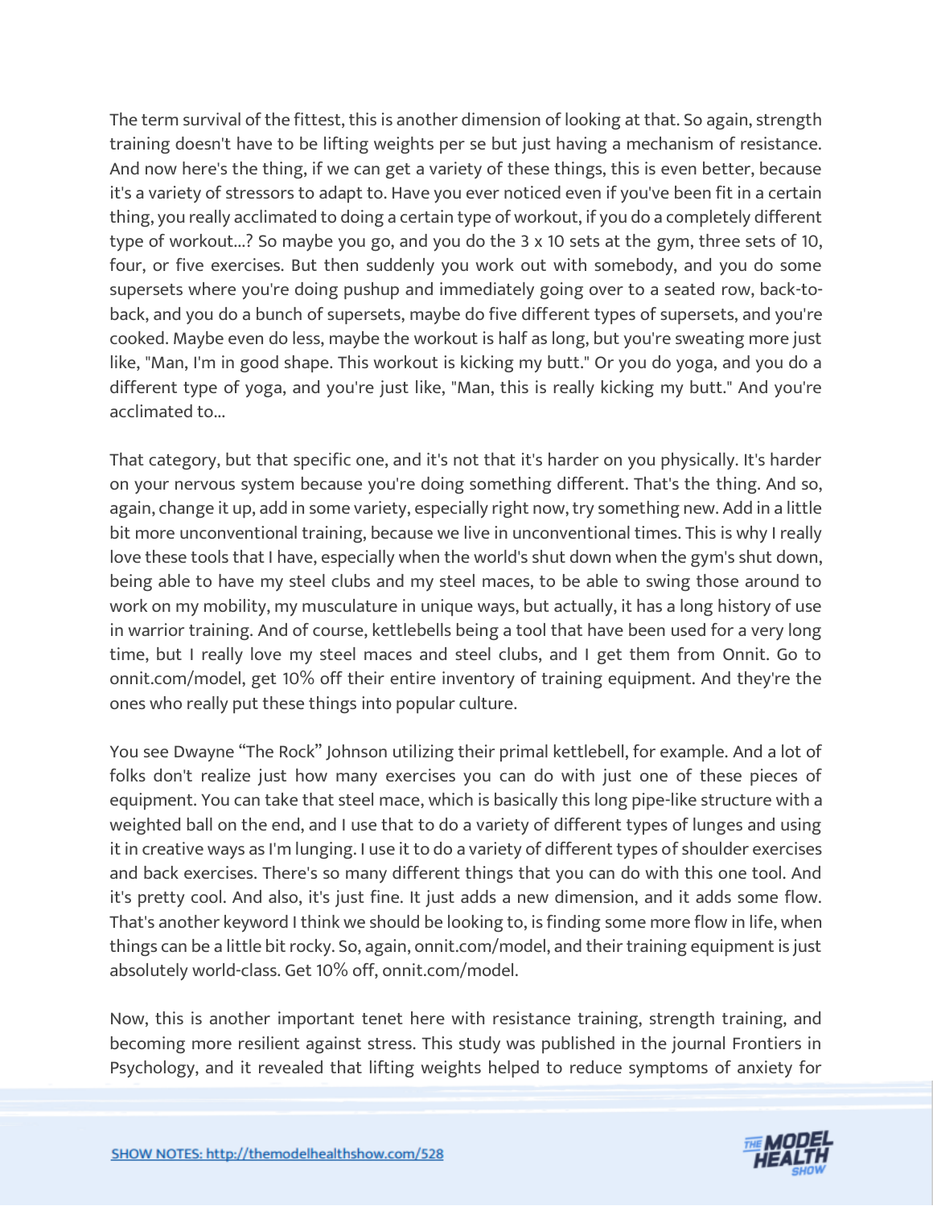The term survival of the fittest, this is another dimension of looking at that. So again, strength training doesn't have to be lifting weights per se but just having a mechanism of resistance. And now here's the thing, if we can get a variety of these things, this is even better, because it's a variety of stressors to adapt to. Have you ever noticed even if you've been fit in a certain thing, you really acclimated to doing a certain type of workout, if you do a completely different type of workout...? So maybe you go, and you do the 3 x 10 sets at the gym, three sets of 10, four, or five exercises. But then suddenly you work out with somebody, and you do some supersets where you're doing pushup and immediately going over to a seated row, back-to-back, and you do a bunch of supersets, maybe do five different types of supersets, and you're cooked. Maybe even do less, maybe the workout is half as long, but you're sweating more just like, "Man, I'm in good shape. This workout is kicking my butt." Or you do yoga, and you do a different type of yoga, and you're just like, "Man, this is really kicking my butt." And you're acclimated to...

That category, but that specific one, and it's not that it's harder on you physically. It's harder on your nervous system because you're doing something different. That's the thing. And so, again, change it up, add in some variety, especially right now, try something new. Add in a little bit more unconventional training, because we live in unconventional times. This is why I really love these tools that I have, especially when the world's shut down when the gym's shut down, being able to have my steel clubs and my steel maces, to be able to swing those around to work on my mobility, my musculature in unique ways, but actually, it has a long history of use in warrior training. And of course, kettlebells being a tool that have been used for a very long time, but I really love my steel maces and steel clubs, and I get them from Onnit. Go to onnit.com/model, get 10% off their entire inventory of training equipment. And they're the ones who really put these things into popular culture.

You see Dwayne "The Rock" Johnson utilizing their primal kettlebell, for example. And a lot of folks don't realize just how many exercises you can do with just one of these pieces of equipment. You can take that steel mace, which is basically this long pipe-like structure with a weighted ball on the end, and I use that to do a variety of different types of lunges and using it in creative ways as I'm lunging. I use it to do a variety of different types of shoulder exercises and back exercises. There's so many different things that you can do with this one tool. And it's pretty cool. And also, it's just fine. It just adds a new dimension, and it adds some flow. That's another keyword I think we should be looking to, is finding some more flow in life, when things can be a little bit rocky. So, again, onnit.com/model, and their training equipment is just absolutely world-class. Get 10% off, onnit.com/model.

Now, this is another important tenet here with resistance training, strength training, and becoming more resilient against stress. This study was published in the journal Frontiers in Psychology, and it revealed that lifting weights helped to reduce symptoms of anxiety for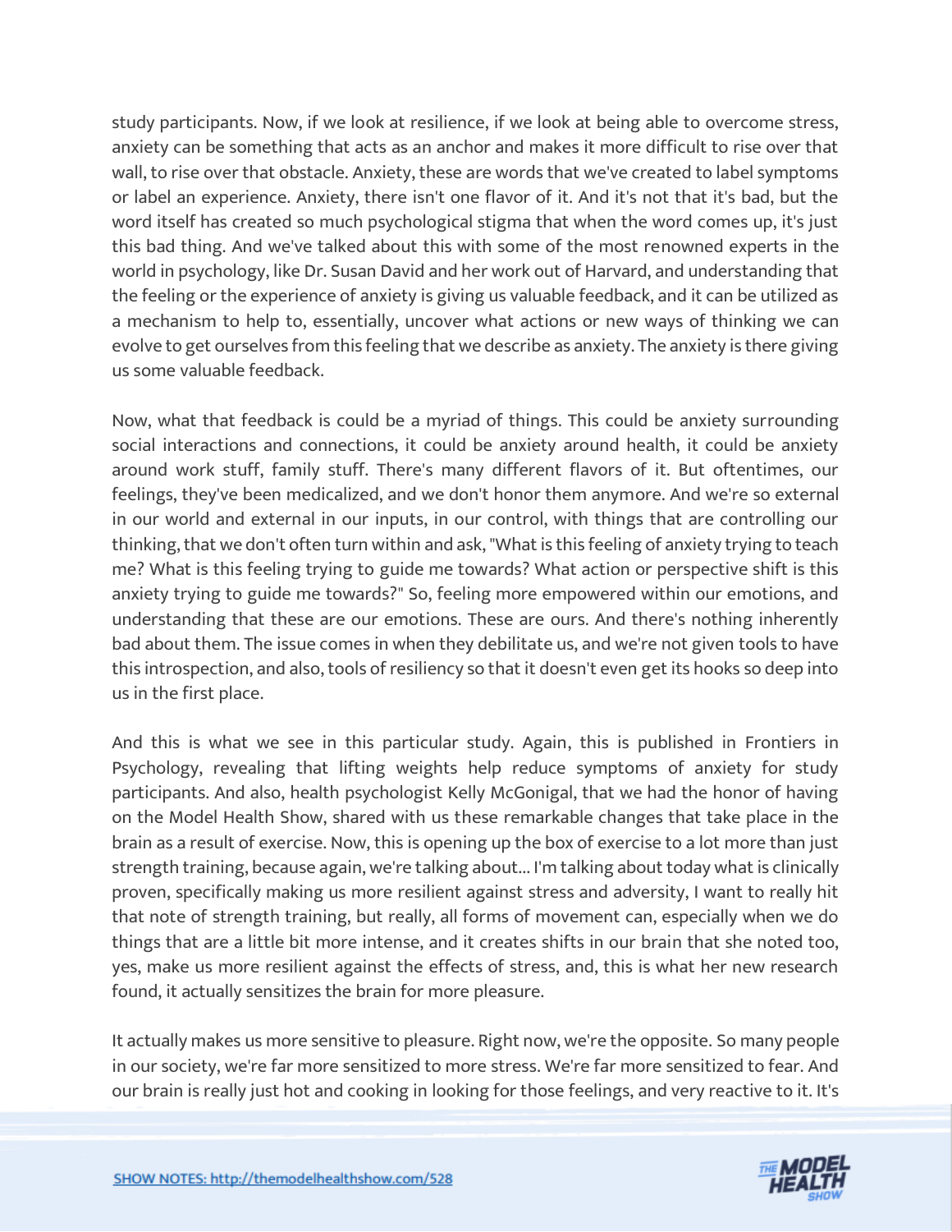study participants. Now, if we look at resilience, if we look at being able to overcome stress, anxiety can be something that acts as an anchor and makes it more difficult to rise over that wall, to rise over that obstacle. Anxiety, these are words that we've created to label symptoms or label an experience. Anxiety, there isn't one flavor of it. And it's not that it's bad, but the word itself has created so much psychological stigma that when the word comes up, it's just this bad thing. And we've talked about this with some of the most renowned experts in the world in psychology, like Dr. Susan David and her work out of Harvard, and understanding that the feeling or the experience of anxiety is giving us valuable feedback, and it can be utilized as a mechanism to help to, essentially, uncover what actions or new ways of thinking we can evolve to get ourselves from this feeling that we describe as anxiety. The anxiety is there giving us some valuable feedback.

Now, what that feedback is could be a myriad of things. This could be anxiety surrounding social interactions and connections, it could be anxiety around health, it could be anxiety around work stuff, family stuff. There's many different flavors of it. But oftentimes, our feelings, they've been medicalized, and we don't honor them anymore. And we're so external in our world and external in our inputs, in our control, with things that are controlling our thinking, that we don't often turn within and ask, "What is this feeling of anxiety trying to teach me? What is this feeling trying to guide me towards? What action or perspective shift is this anxiety trying to guide me towards?" So, feeling more empowered within our emotions, and understanding that these are our emotions. These are ours. And there's nothing inherently bad about them. The issue comes in when they debilitate us, and we're not given tools to have this introspection, and also, tools of resiliency so that it doesn't even get its hooks so deep into us in the first place.

And this is what we see in this particular study. Again, this is published in Frontiers in Psychology, revealing that lifting weights help reduce symptoms of anxiety for study participants. And also, health psychologist Kelly McGonigal, that we had the honor of having on the Model Health Show, shared with us these remarkable changes that take place in the brain as a result of exercise. Now, this is opening up the box of exercise to a lot more than just strength training, because again, we're talking about... I'm talking about today what is clinically proven, specifically making us more resilient against stress and adversity, I want to really hit that note of strength training, but really, all forms of movement can, especially when we do things that are a little bit more intense, and it creates shifts in our brain that she noted too, yes, make us more resilient against the effects of stress, and, this is what her new research found, it actually sensitizes the brain for more pleasure.

It actually makes us more sensitive to pleasure. Right now, we're the opposite. So many people in our society, we're far more sensitized to more stress. We're far more sensitized to fear. And our brain is really just hot and cooking in looking for those feelings, and very reactive to it. It's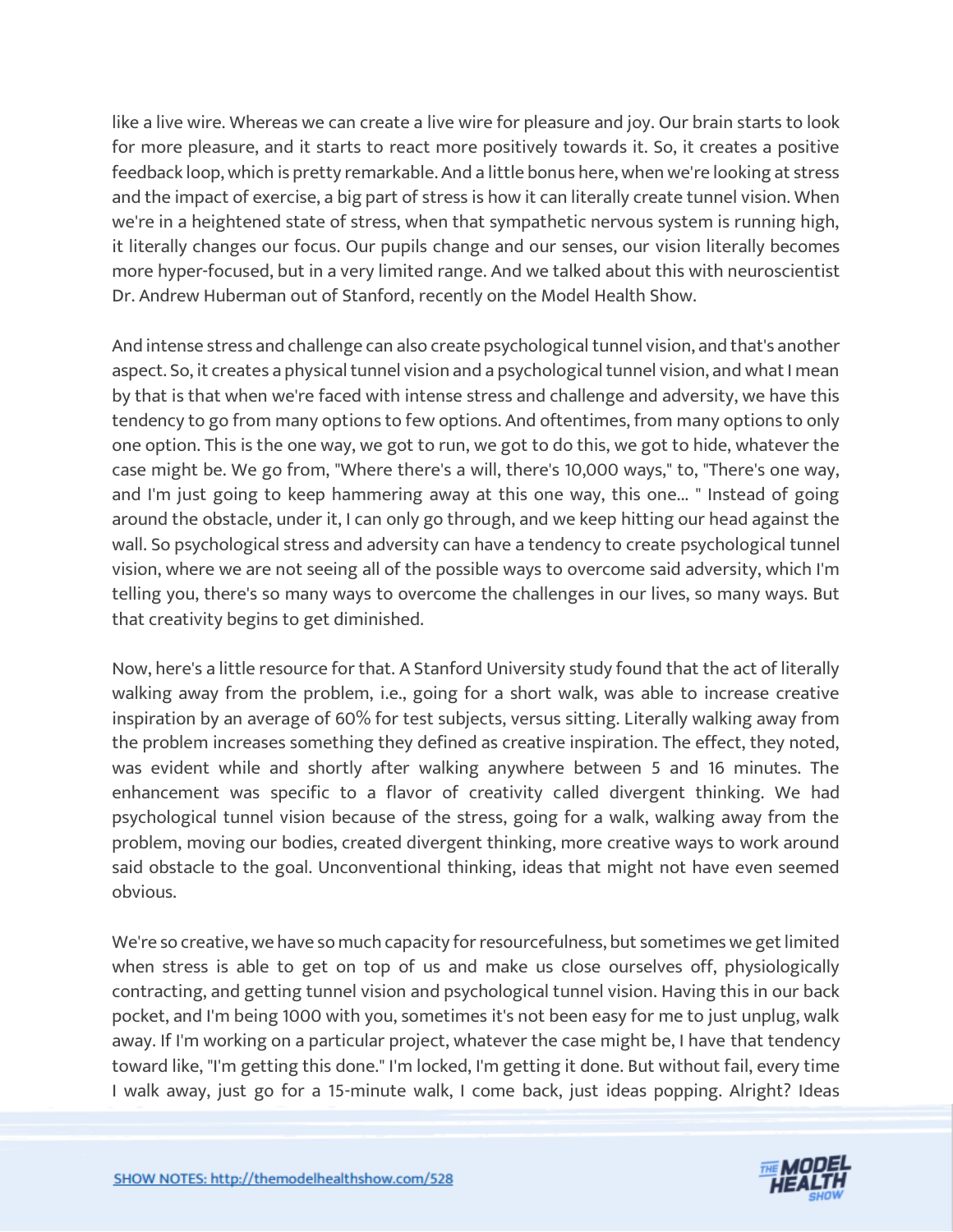like a live wire. Whereas we can create a live wire for pleasure and joy. Our brain starts to look for more pleasure, and it starts to react more positively towards it. So, it creates a positive feedback loop, which is pretty remarkable. And a little bonus here, when we're looking at stress and the impact of exercise, a big part of stress is how it can literally create tunnel vision. When we're in a heightened state of stress, when that sympathetic nervous system is running high, it literally changes our focus. Our pupils change and our senses, our vision literally becomes more hyper-focused, but in a very limited range. And we talked about this with neuroscientist Dr. Andrew Huberman out of Stanford, recently on the Model Health Show.

And intense stress and challenge can also create psychological tunnel vision, and that's another aspect. So, it creates a physical tunnel vision and a psychological tunnel vision, and what I mean by that is that when we're faced with intense stress and challenge and adversity, we have this tendency to go from many options to few options. And oftentimes, from many options to only one option. This is the one way, we got to run, we got to do this, we got to hide, whatever the case might be. We go from, "Where there's a will, there's 10,000 ways," to, "There's one way, and I'm just going to keep hammering away at this one way, this one... " Instead of going around the obstacle, under it, I can only go through, and we keep hitting our head against the wall. So psychological stress and adversity can have a tendency to create psychological tunnel vision, where we are not seeing all of the possible ways to overcome said adversity, which I'm telling you, there's so many ways to overcome the challenges in our lives, so many ways. But that creativity begins to get diminished.

Now, here's a little resource for that. A Stanford University study found that the act of literally walking away from the problem, i.e., going for a short walk, was able to increase creative inspiration by an average of 60% for test subjects, versus sitting. Literally walking away from the problem increases something they defined as creative inspiration. The effect, they noted, was evident while and shortly after walking anywhere between 5 and 16 minutes. The enhancement was specific to a flavor of creativity called divergent thinking. We had psychological tunnel vision because of the stress, going for a walk, walking away from the problem, moving our bodies, created divergent thinking, more creative ways to work around said obstacle to the goal. Unconventional thinking, ideas that might not have even seemed obvious.

We're so creative, we have so much capacity for resourcefulness, but sometimes we get limited when stress is able to get on top of us and make us close ourselves off, physiologically contracting, and getting tunnel vision and psychological tunnel vision. Having this in our back pocket, and I'm being 1000 with you, sometimes it's not been easy for me to just unplug, walk away. If I'm working on a particular project, whatever the case might be, I have that tendency toward like, "I'm getting this done." I'm locked, I'm getting it done. But without fail, every time I walk away, just go for a 15-minute walk, I come back, just ideas popping. Alright? Ideas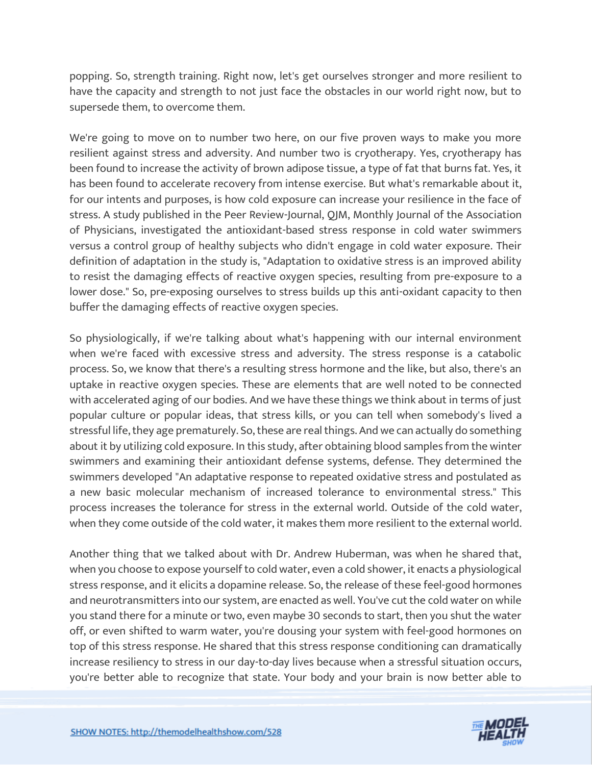popping. So, strength training. Right now, let's get ourselves stronger and more resilient to have the capacity and strength to not just face the obstacles in our world right now, but to supersede them, to overcome them.

We're going to move on to number two here, on our five proven ways to make you more resilient against stress and adversity. And number two is cryotherapy. Yes, cryotherapy has been found to increase the activity of brown adipose tissue, a type of fat that burns fat. Yes, it has been found to accelerate recovery from intense exercise. But what's remarkable about it, for our intents and purposes, is how cold exposure can increase your resilience in the face of stress. A study published in the Peer Review-Journal, QJM, Monthly Journal of the Association of Physicians, investigated the antioxidant-based stress response in cold water swimmers versus a control group of healthy subjects who didn't engage in cold water exposure. Their definition of adaptation in the study is, "Adaptation to oxidative stress is an improved ability to resist the damaging effects of reactive oxygen species, resulting from pre-exposure to a lower dose." So, pre-exposing ourselves to stress builds up this anti-oxidant capacity to then buffer the damaging effects of reactive oxygen species.

So physiologically, if we're talking about what's happening with our internal environment when we're faced with excessive stress and adversity. The stress response is a catabolic process. So, we know that there's a resulting stress hormone and the like, but also, there's an uptake in reactive oxygen species. These are elements that are well noted to be connected with accelerated aging of our bodies. And we have these things we think about in terms of just popular culture or popular ideas, that stress kills, or you can tell when somebody's lived a stressful life, they age prematurely. So, these are real things. And we can actually do something about it by utilizing cold exposure. In this study, after obtaining blood samples from the winter swimmers and examining their antioxidant defense systems, defense. They determined the swimmers developed "An adaptative response to repeated oxidative stress and postulated as a new basic molecular mechanism of increased tolerance to environmental stress." This process increases the tolerance for stress in the external world. Outside of the cold water, when they come outside of the cold water, it makes them more resilient to the external world.

Another thing that we talked about with Dr. Andrew Huberman, was when he shared that, when you choose to expose yourself to cold water, even a cold shower, it enacts a physiological stress response, and it elicits a dopamine release. So, the release of these feel-good hormones and neurotransmitters into our system, are enacted as well. You've cut the cold water on while you stand there for a minute or two, even maybe 30 seconds to start, then you shut the water off, or even shifted to warm water, you're dousing your system with feel-good hormones on top of this stress response. He shared that this stress response conditioning can dramatically increase resiliency to stress in our day-to-day lives because when a stressful situation occurs, you're better able to recognize that state. Your body and your brain is now better able to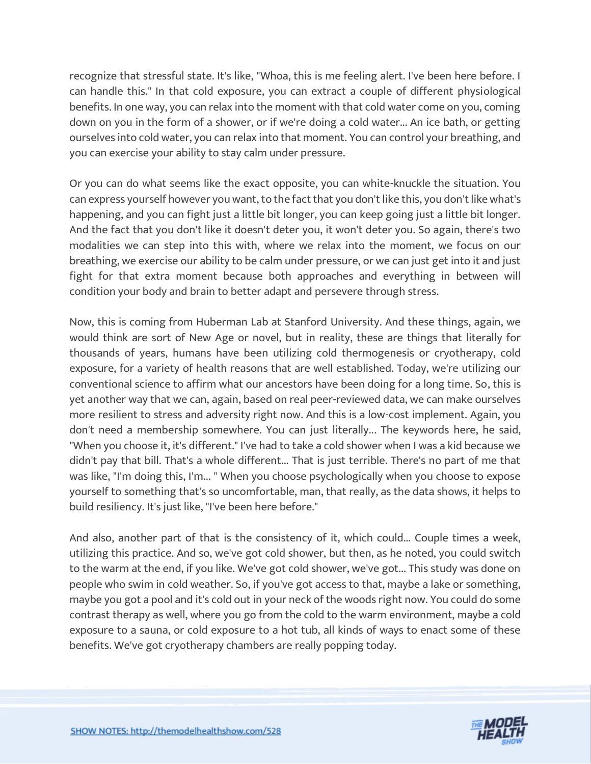recognize that stressful state. It's like, "Whoa, this is me feeling alert. I've been here before. I can handle this." In that cold exposure, you can extract a couple of different physiological benefits. In one way, you can relax into the moment with that cold water come on you, coming down on you in the form of a shower, or if we're doing a cold water... An ice bath, or getting ourselves into cold water, you can relax into that moment. You can control your breathing, and you can exercise your ability to stay calm under pressure.

Or you can do what seems like the exact opposite, you can white-knuckle the situation. You can express yourself however you want, to the fact that you don't like this, you don't like what's happening, and you can fight just a little bit longer, you can keep going just a little bit longer. And the fact that you don't like it doesn't deter you, it won't deter you. So again, there's two modalities we can step into this with, where we relax into the moment, we focus on our breathing, we exercise our ability to be calm under pressure, or we can just get into it and just fight for that extra moment because both approaches and everything in between will condition your body and brain to better adapt and persevere through stress.

Now, this is coming from Huberman Lab at Stanford University. And these things, again, we would think are sort of New Age or novel, but in reality, these are things that literally for thousands of years, humans have been utilizing cold thermogenesis or cryotherapy, cold exposure, for a variety of health reasons that are well established. Today, we're utilizing our conventional science to affirm what our ancestors have been doing for a long time. So, this is yet another way that we can, again, based on real peer-reviewed data, we can make ourselves more resilient to stress and adversity right now. And this is a low-cost implement. Again, you don't need a membership somewhere. You can just literally... The keywords here, he said, "When you choose it, it's different." I've had to take a cold shower when I was a kid because we didn't pay that bill. That's a whole different... That is just terrible. There's no part of me that was like, "I'm doing this, I'm... " When you choose psychologically when you choose to expose yourself to something that's so uncomfortable, man, that really, as the data shows, it helps to build resiliency. It's just like, "I've been here before."

And also, another part of that is the consistency of it, which could... Couple times a week, utilizing this practice. And so, we've got cold shower, but then, as he noted, you could switch to the warm at the end, if you like. We've got cold shower, we've got... This study was done on people who swim in cold weather. So, if you've got access to that, maybe a lake or something, maybe you got a pool and it's cold out in your neck of the woods right now. You could do some contrast therapy as well, where you go from the cold to the warm environment, maybe a cold exposure to a sauna, or cold exposure to a hot tub, all kinds of ways to enact some of these benefits. We've got cryotherapy chambers are really popping today.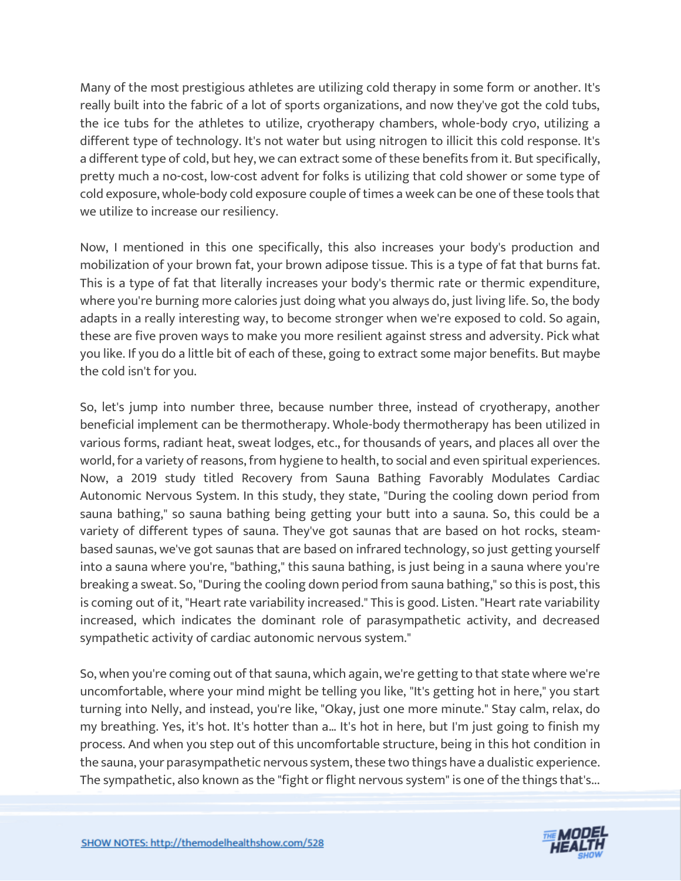Many of the most prestigious athletes are utilizing cold therapy in some form or another. It's really built into the fabric of a lot of sports organizations, and now they've got the cold tubs, the ice tubs for the athletes to utilize, cryotherapy chambers, whole-body cryo, utilizing a different type of technology. It's not water but using nitrogen to illicit this cold response. It's a different type of cold, but hey, we can extract some of these benefits from it. But specifically, pretty much a no-cost, low-cost advent for folks is utilizing that cold shower or some type of cold exposure, whole-body cold exposure couple of times a week can be one of these tools that we utilize to increase our resiliency.

Now, I mentioned in this one specifically, this also increases your body's production and mobilization of your brown fat, your brown adipose tissue. This is a type of fat that burns fat. This is a type of fat that literally increases your body's thermic rate or thermic expenditure, where you're burning more calories just doing what you always do, just living life. So, the body adapts in a really interesting way, to become stronger when we're exposed to cold. So again, these are five proven ways to make you more resilient against stress and adversity. Pick what you like. If you do a little bit of each of these, going to extract some major benefits. But maybe the cold isn't for you.

So, let's jump into number three, because number three, instead of cryotherapy, another beneficial implement can be thermotherapy. Whole-body thermotherapy has been utilized in various forms, radiant heat, sweat lodges, etc., for thousands of years, and places all over the world, for a variety of reasons, from hygiene to health, to social and even spiritual experiences. Now, a 2019 study titled Recovery from Sauna Bathing Favorably Modulates Cardiac Autonomic Nervous System. In this study, they state, "During the cooling down period from sauna bathing," so sauna bathing being getting your butt into a sauna. So, this could be a variety of different types of sauna. They've got saunas that are based on hot rocks, steam-based saunas, we've got saunas that are based on infrared technology, so just getting yourself into a sauna where you're, "bathing," this sauna bathing, is just being in a sauna where you're breaking a sweat. So, "During the cooling down period from sauna bathing," so this is post, this is coming out of it, "Heart rate variability increased." This is good. Listen. "Heart rate variability increased, which indicates the dominant role of parasympathetic activity, and decreased sympathetic activity of cardiac autonomic nervous system."

So, when you're coming out of that sauna, which again, we're getting to that state where we're uncomfortable, where your mind might be telling you like, "It's getting hot in here," you start turning into Nelly, and instead, you're like, "Okay, just one more minute." Stay calm, relax, do my breathing. Yes, it's hot. It's hotter than a... It's hot in here, but I'm just going to finish my process. And when you step out of this uncomfortable structure, being in this hot condition in the sauna, your parasympathetic nervous system, these two things have a dualistic experience. The sympathetic, also known as the "fight or flight nervous system" is one of the things that's...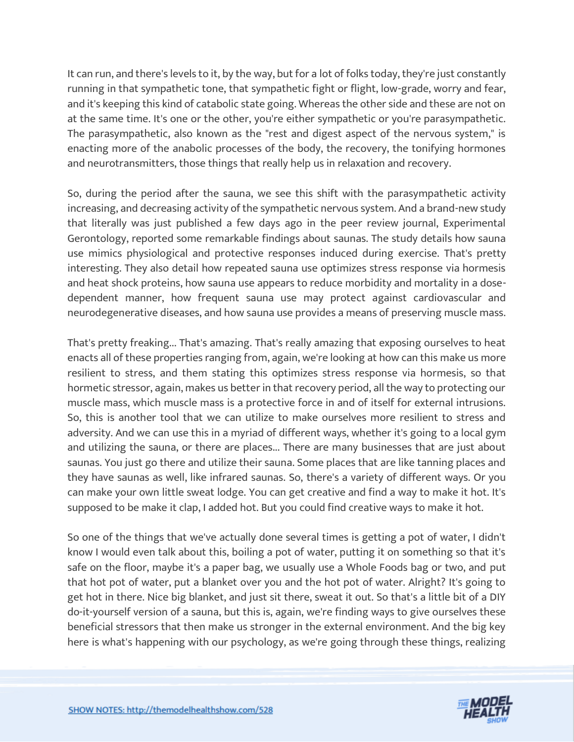It can run, and there's levels to it, by the way, but for a lot of folks today, they're just constantly running in that sympathetic tone, that sympathetic fight or flight, low-grade, worry and fear, and it's keeping this kind of catabolic state going. Whereas the other side and these are not on at the same time. It's one or the other, you're either sympathetic or you're parasympathetic. The parasympathetic, also known as the "rest and digest aspect of the nervous system," is enacting more of the anabolic processes of the body, the recovery, the tonifying hormones and neurotransmitters, those things that really help us in relaxation and recovery.

So, during the period after the sauna, we see this shift with the parasympathetic activity increasing, and decreasing activity of the sympathetic nervous system. And a brand-new study that literally was just published a few days ago in the peer review journal, Experimental Gerontology, reported some remarkable findings about saunas. The study details how sauna use mimics physiological and protective responses induced during exercise. That's pretty interesting. They also detail how repeated sauna use optimizes stress response via hormesis and heat shock proteins, how sauna use appears to reduce morbidity and mortality in a dose-dependent manner, how frequent sauna use may protect against cardiovascular and neurodegenerative diseases, and how sauna use provides a means of preserving muscle mass.

That's pretty freaking... That's amazing. That's really amazing that exposing ourselves to heat enacts all of these properties ranging from, again, we're looking at how can this make us more resilient to stress, and them stating this optimizes stress response via hormesis, so that hormetic stressor, again, makes us better in that recovery period, all the way to protecting our muscle mass, which muscle mass is a protective force in and of itself for external intrusions. So, this is another tool that we can utilize to make ourselves more resilient to stress and adversity. And we can use this in a myriad of different ways, whether it's going to a local gym and utilizing the sauna, or there are places... There are many businesses that are just about saunas. You just go there and utilize their sauna. Some places that are like tanning places and they have saunas as well, like infrared saunas. So, there's a variety of different ways. Or you can make your own little sweat lodge. You can get creative and find a way to make it hot. It's supposed to be make it clap, I added hot. But you could find creative ways to make it hot.

So one of the things that we've actually done several times is getting a pot of water, I didn't know I would even talk about this, boiling a pot of water, putting it on something so that it's safe on the floor, maybe it's a paper bag, we usually use a Whole Foods bag or two, and put that hot pot of water, put a blanket over you and the hot pot of water. Alright? It's going to get hot in there. Nice big blanket, and just sit there, sweat it out. So that's a little bit of a DIY do-it-yourself version of a sauna, but this is, again, we're finding ways to give ourselves these beneficial stressors that then make us stronger in the external environment. And the big key here is what's happening with our psychology, as we're going through these things, realizing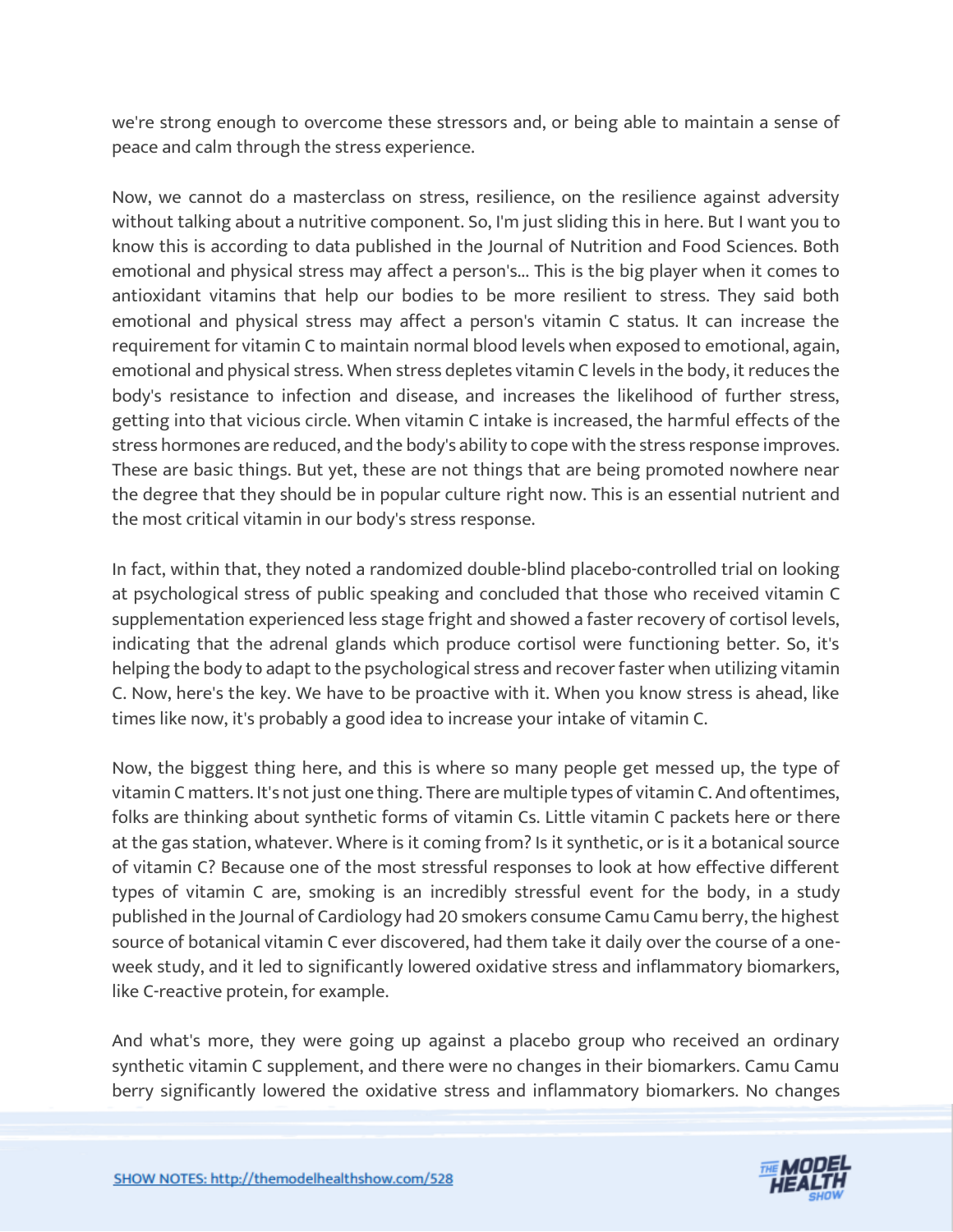we're strong enough to overcome these stressors and, or being able to maintain a sense of peace and calm through the stress experience.

Now, we cannot do a masterclass on stress, resilience, on the resilience against adversity without talking about a nutritive component. So, I'm just sliding this in here. But I want you to know this is according to data published in the Journal of Nutrition and Food Sciences. Both emotional and physical stress may affect a person's... This is the big player when it comes to antioxidant vitamins that help our bodies to be more resilient to stress. They said both emotional and physical stress may affect a person's vitamin C status. It can increase the requirement for vitamin C to maintain normal blood levels when exposed to emotional, again, emotional and physical stress. When stress depletes vitamin C levels in the body, it reduces the body's resistance to infection and disease, and increases the likelihood of further stress, getting into that vicious circle. When vitamin C intake is increased, the harmful effects of the stress hormones are reduced, and the body's ability to cope with the stress response improves. These are basic things. But yet, these are not things that are being promoted nowhere near the degree that they should be in popular culture right now. This is an essential nutrient and the most critical vitamin in our body's stress response.

In fact, within that, they noted a randomized double-blind placebo-controlled trial on looking at psychological stress of public speaking and concluded that those who received vitamin C supplementation experienced less stage fright and showed a faster recovery of cortisol levels, indicating that the adrenal glands which produce cortisol were functioning better. So, it's helping the body to adapt to the psychological stress and recover faster when utilizing vitamin C. Now, here's the key. We have to be proactive with it. When you know stress is ahead, like times like now, it's probably a good idea to increase your intake of vitamin C.

Now, the biggest thing here, and this is where so many people get messed up, the type of vitamin C matters. It's not just one thing. There are multiple types of vitamin C. And oftentimes, folks are thinking about synthetic forms of vitamin Cs. Little vitamin C packets here or there at the gas station, whatever. Where is it coming from? Is it synthetic, or is it a botanical source of vitamin C? Because one of the most stressful responses to look at how effective different types of vitamin C are, smoking is an incredibly stressful event for the body, in a study published in the Journal of Cardiology had 20 smokers consume Camu Camu berry, the highest source of botanical vitamin C ever discovered, had them take it daily over the course of a one-week study, and it led to significantly lowered oxidative stress and inflammatory biomarkers, like C-reactive protein, for example.

And what's more, they were going up against a placebo group who received an ordinary synthetic vitamin C supplement, and there were no changes in their biomarkers. Camu Camu berry significantly lowered the oxidative stress and inflammatory biomarkers. No changes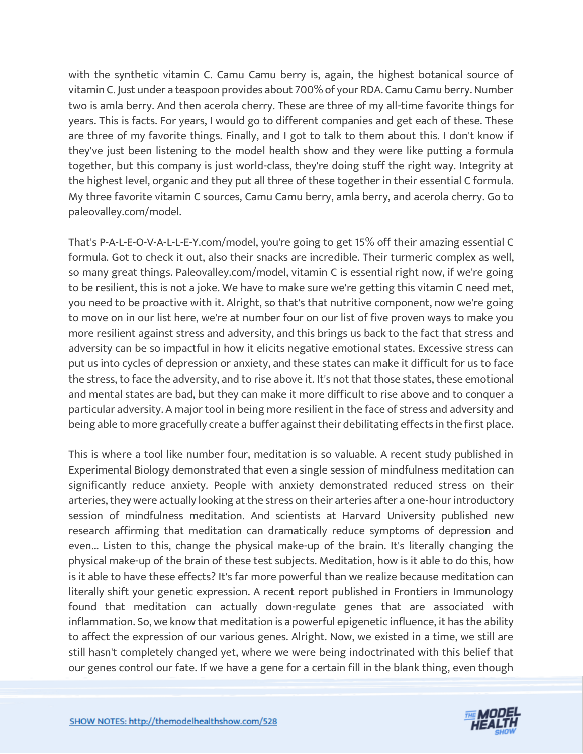with the synthetic vitamin C. Camu Camu berry is, again, the highest botanical source of vitamin C. Just under a teaspoon provides about 700% of your RDA. Camu Camu berry. Number two is amla berry. And then acerola cherry. These are three of my all-time favorite things for years. This is facts. For years, I would go to different companies and get each of these. These are three of my favorite things. Finally, and I got to talk to them about this. I don't know if they've just been listening to the model health show and they were like putting a formula together, but this company is just world-class, they're doing stuff the right way. Integrity at the highest level, organic and they put all three of these together in their essential C formula. My three favorite vitamin C sources, Camu Camu berry, amla berry, and acerola cherry. Go to paleovalley.com/model.

That's P-A-L-E-O-V-A-L-L-E-Y.com/model, you're going to get 15% off their amazing essential C formula. Got to check it out, also their snacks are incredible. Their turmeric complex as well, so many great things. Paleovalley.com/model, vitamin C is essential right now, if we're going to be resilient, this is not a joke. We have to make sure we're getting this vitamin C need met, you need to be proactive with it. Alright, so that's that nutritive component, now we're going to move on in our list here, we're at number four on our list of five proven ways to make you more resilient against stress and adversity, and this brings us back to the fact that stress and adversity can be so impactful in how it elicits negative emotional states. Excessive stress can put us into cycles of depression or anxiety, and these states can make it difficult for us to face the stress, to face the adversity, and to rise above it. It's not that those states, these emotional and mental states are bad, but they can make it more difficult to rise above and to conquer a particular adversity. A major tool in being more resilient in the face of stress and adversity and being able to more gracefully create a buffer against their debilitating effects in the first place.

This is where a tool like number four, meditation is so valuable. A recent study published in Experimental Biology demonstrated that even a single session of mindfulness meditation can significantly reduce anxiety. People with anxiety demonstrated reduced stress on their arteries, they were actually looking at the stress on their arteries after a one-hour introductory session of mindfulness meditation. And scientists at Harvard University published new research affirming that meditation can dramatically reduce symptoms of depression and even... Listen to this, change the physical make-up of the brain. It's literally changing the physical make-up of the brain of these test subjects. Meditation, how is it able to do this, how is it able to have these effects? It's far more powerful than we realize because meditation can literally shift your genetic expression. A recent report published in Frontiers in Immunology found that meditation can actually down-regulate genes that are associated with inflammation. So, we know that meditation is a powerful epigenetic influence, it has the ability to affect the expression of our various genes. Alright. Now, we existed in a time, we still are still hasn't completely changed yet, where we were being indoctrinated with this belief that our genes control our fate. If we have a gene for a certain fill in the blank thing, even though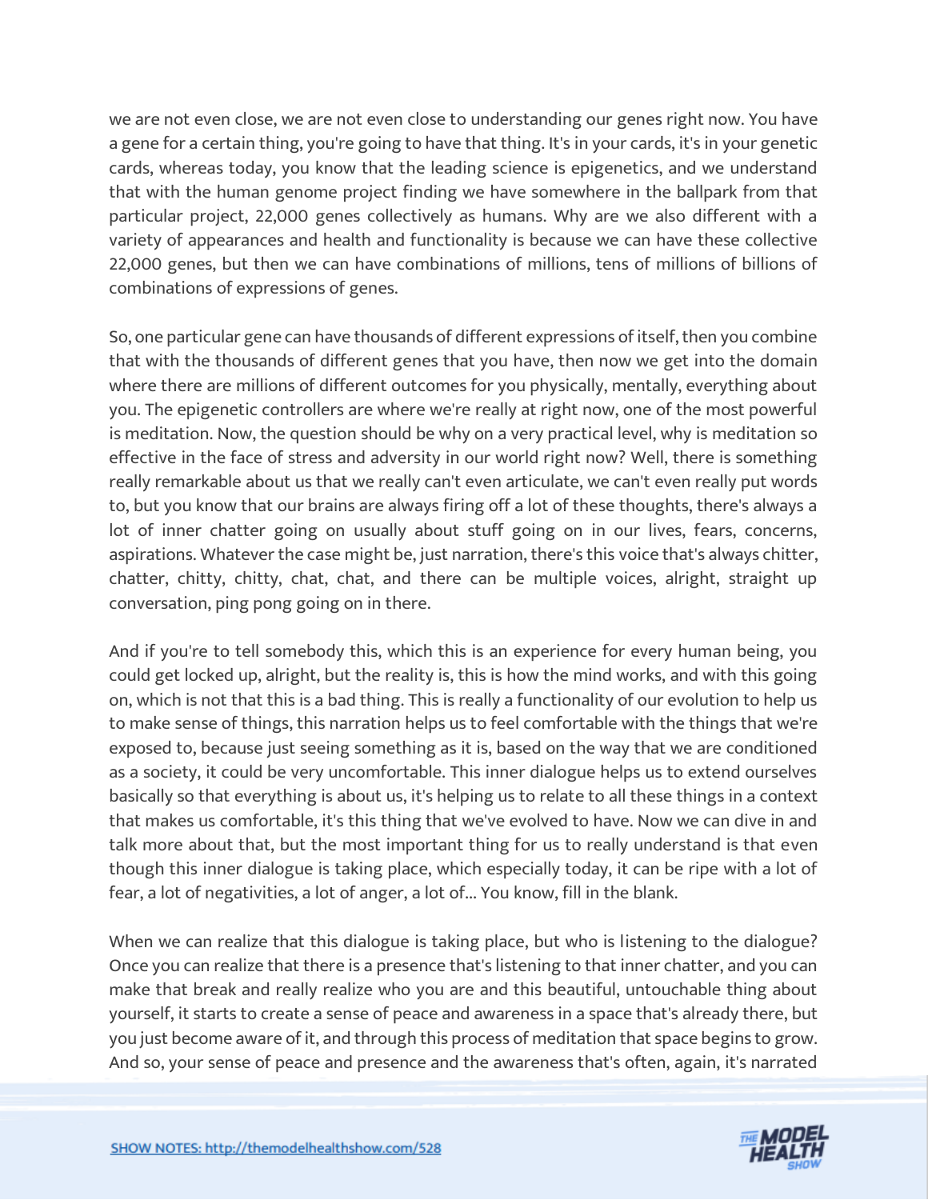we are not even close, we are not even close to understanding our genes right now. You have a gene for a certain thing, you're going to have that thing. It's in your cards, it's in your genetic cards, whereas today, you know that the leading science is epigenetics, and we understand that with the human genome project finding we have somewhere in the ballpark from that particular project, 22,000 genes collectively as humans. Why are we also different with a variety of appearances and health and functionality is because we can have these collective 22,000 genes, but then we can have combinations of millions, tens of millions of billions of combinations of expressions of genes.

So, one particular gene can have thousands of different expressions of itself, then you combine that with the thousands of different genes that you have, then now we get into the domain where there are millions of different outcomes for you physically, mentally, everything about you. The epigenetic controllers are where we're really at right now, one of the most powerful is meditation. Now, the question should be why on a very practical level, why is meditation so effective in the face of stress and adversity in our world right now? Well, there is something really remarkable about us that we really can't even articulate, we can't even really put words to, but you know that our brains are always firing off a lot of these thoughts, there's always a lot of inner chatter going on usually about stuff going on in our lives, fears, concerns, aspirations. Whatever the case might be, just narration, there's this voice that's always chitter, chatter, chitty, chitty, chat, chat, and there can be multiple voices, alright, straight up conversation, ping pong going on in there.

And if you're to tell somebody this, which this is an experience for every human being, you could get locked up, alright, but the reality is, this is how the mind works, and with this going on, which is not that this is a bad thing. This is really a functionality of our evolution to help us to make sense of things, this narration helps us to feel comfortable with the things that we're exposed to, because just seeing something as it is, based on the way that we are conditioned as a society, it could be very uncomfortable. This inner dialogue helps us to extend ourselves basically so that everything is about us, it's helping us to relate to all these things in a context that makes us comfortable, it's this thing that we've evolved to have. Now we can dive in and talk more about that, but the most important thing for us to really understand is that even though this inner dialogue is taking place, which especially today, it can be ripe with a lot of fear, a lot of negativities, a lot of anger, a lot of... You know, fill in the blank.

When we can realize that this dialogue is taking place, but who is listening to the dialogue? Once you can realize that there is a presence that's listening to that inner chatter, and you can make that break and really realize who you are and this beautiful, untouchable thing about yourself, it starts to create a sense of peace and awareness in a space that's already there, but you just become aware of it, and through this process of meditation that space begins to grow. And so, your sense of peace and presence and the awareness that's often, again, it's narrated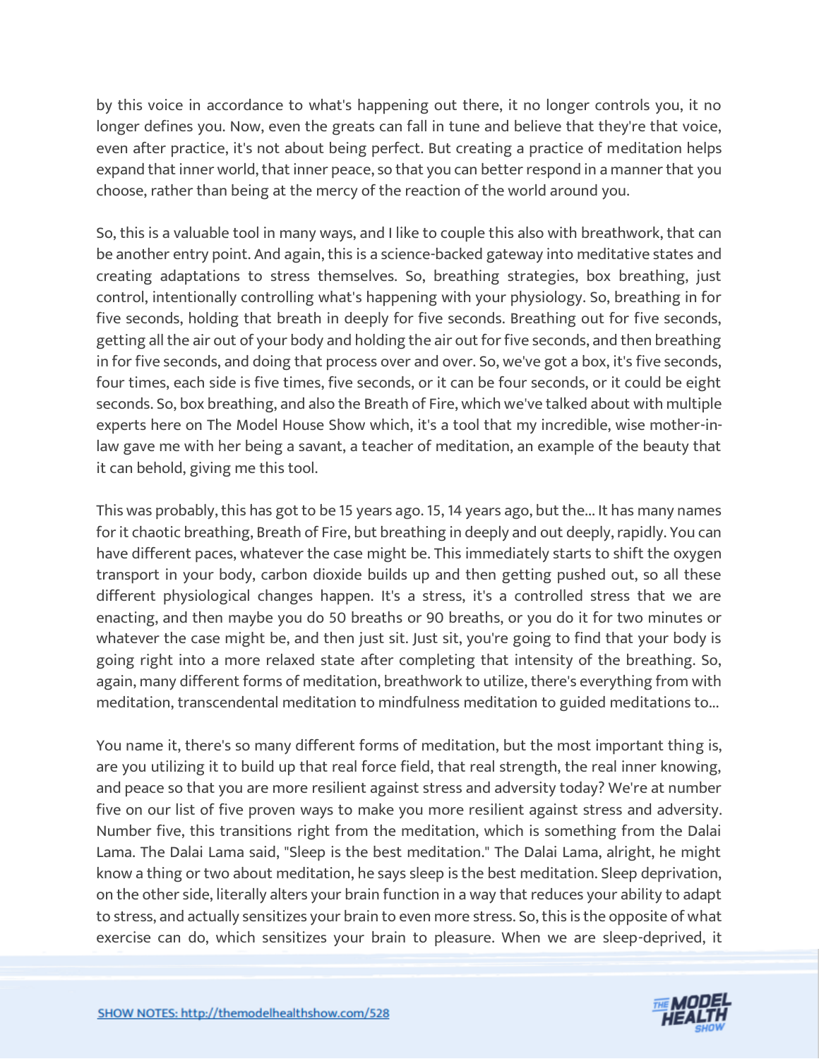by this voice in accordance to what's happening out there, it no longer controls you, it no longer defines you. Now, even the greats can fall in tune and believe that they're that voice, even after practice, it's not about being perfect. But creating a practice of meditation helps expand that inner world, that inner peace, so that you can better respond in a manner that you choose, rather than being at the mercy of the reaction of the world around you.

So, this is a valuable tool in many ways, and I like to couple this also with breathwork, that can be another entry point. And again, this is a science-backed gateway into meditative states and creating adaptations to stress themselves. So, breathing strategies, box breathing, just control, intentionally controlling what's happening with your physiology. So, breathing in for five seconds, holding that breath in deeply for five seconds. Breathing out for five seconds, getting all the air out of your body and holding the air out for five seconds, and then breathing in for five seconds, and doing that process over and over. So, we've got a box, it's five seconds, four times, each side is five times, five seconds, or it can be four seconds, or it could be eight seconds. So, box breathing, and also the Breath of Fire, which we've talked about with multiple experts here on The Model House Show which, it's a tool that my incredible, wise mother-in-law gave me with her being a savant, a teacher of meditation, an example of the beauty that it can behold, giving me this tool.

This was probably, this has got to be 15 years ago. 15, 14 years ago, but the... It has many names for it chaotic breathing, Breath of Fire, but breathing in deeply and out deeply, rapidly. You can have different paces, whatever the case might be. This immediately starts to shift the oxygen transport in your body, carbon dioxide builds up and then getting pushed out, so all these different physiological changes happen. It's a stress, it's a controlled stress that we are enacting, and then maybe you do 50 breaths or 90 breaths, or you do it for two minutes or whatever the case might be, and then just sit. Just sit, you're going to find that your body is going right into a more relaxed state after completing that intensity of the breathing. So, again, many different forms of meditation, breathwork to utilize, there's everything from with meditation, transcendental meditation to mindfulness meditation to guided meditations to...

You name it, there's so many different forms of meditation, but the most important thing is, are you utilizing it to build up that real force field, that real strength, the real inner knowing, and peace so that you are more resilient against stress and adversity today? We're at number five on our list of five proven ways to make you more resilient against stress and adversity. Number five, this transitions right from the meditation, which is something from the Dalai Lama. The Dalai Lama said, "Sleep is the best meditation." The Dalai Lama, alright, he might know a thing or two about meditation, he says sleep is the best meditation. Sleep deprivation, on the other side, literally alters your brain function in a way that reduces your ability to adapt to stress, and actually sensitizes your brain to even more stress. So, this is the opposite of what exercise can do, which sensitizes your brain to pleasure. When we are sleep-deprived, it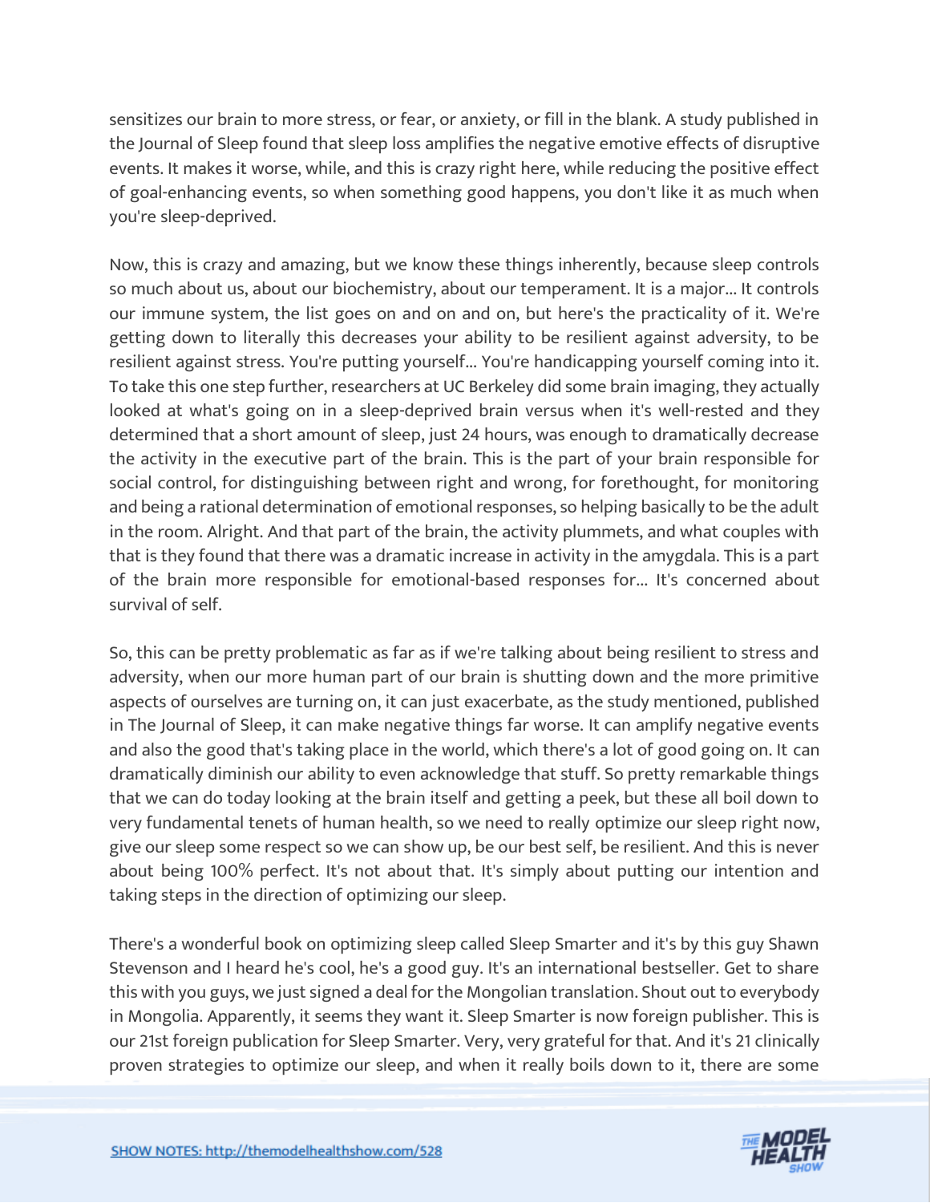sensitizes our brain to more stress, or fear, or anxiety, or fill in the blank. A study published in the Journal of Sleep found that sleep loss amplifies the negative emotive effects of disruptive events. It makes it worse, while, and this is crazy right here, while reducing the positive effect of goal-enhancing events, so when something good happens, you don't like it as much when you're sleep-deprived.

Now, this is crazy and amazing, but we know these things inherently, because sleep controls so much about us, about our biochemistry, about our temperament. It is a major... It controls our immune system, the list goes on and on and on, but here's the practicality of it. We're getting down to literally this decreases your ability to be resilient against adversity, to be resilient against stress. You're putting yourself... You're handicapping yourself coming into it. To take this one step further, researchers at UC Berkeley did some brain imaging, they actually looked at what's going on in a sleep-deprived brain versus when it's well-rested and they determined that a short amount of sleep, just 24 hours, was enough to dramatically decrease the activity in the executive part of the brain. This is the part of your brain responsible for social control, for distinguishing between right and wrong, for forethought, for monitoring and being a rational determination of emotional responses, so helping basically to be the adult in the room. Alright. And that part of the brain, the activity plummets, and what couples with that is they found that there was a dramatic increase in activity in the amygdala. This is a part of the brain more responsible for emotional-based responses for... It's concerned about survival of self.

So, this can be pretty problematic as far as if we're talking about being resilient to stress and adversity, when our more human part of our brain is shutting down and the more primitive aspects of ourselves are turning on, it can just exacerbate, as the study mentioned, published in The Journal of Sleep, it can make negative things far worse. It can amplify negative events and also the good that's taking place in the world, which there's a lot of good going on. It can dramatically diminish our ability to even acknowledge that stuff. So pretty remarkable things that we can do today looking at the brain itself and getting a peek, but these all boil down to very fundamental tenets of human health, so we need to really optimize our sleep right now, give our sleep some respect so we can show up, be our best self, be resilient. And this is never about being 100% perfect. It's not about that. It's simply about putting our intention and taking steps in the direction of optimizing our sleep.

There's a wonderful book on optimizing sleep called Sleep Smarter and it's by this guy Shawn Stevenson and I heard he's cool, he's a good guy. It's an international bestseller. Get to share this with you guys, we just signed a deal for the Mongolian translation. Shout out to everybody in Mongolia. Apparently, it seems they want it. Sleep Smarter is now foreign publisher. This is our 21st foreign publication for Sleep Smarter. Very, very grateful for that. And it's 21 clinically proven strategies to optimize our sleep, and when it really boils down to it, there are some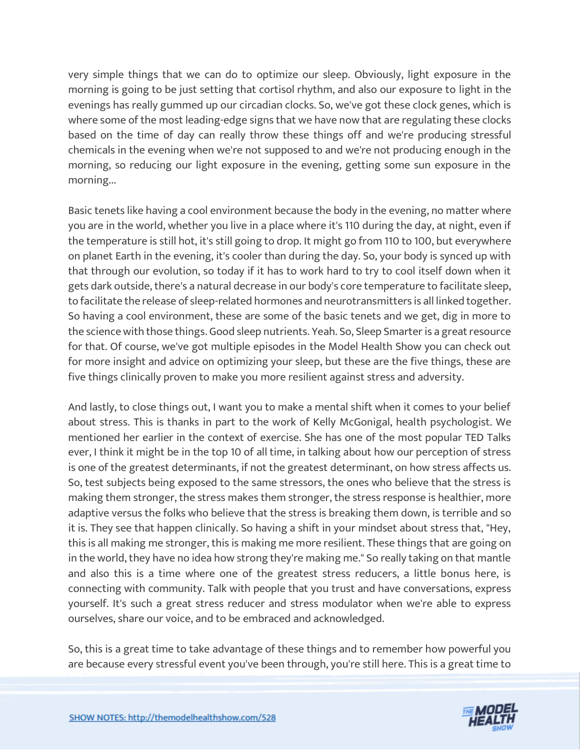very simple things that we can do to optimize our sleep. Obviously, light exposure in the morning is going to be just setting that cortisol rhythm, and also our exposure to light in the evenings has really gummed up our circadian clocks. So, we've got these clock genes, which is where some of the most leading-edge signs that we have now that are regulating these clocks based on the time of day can really throw these things off and we're producing stressful chemicals in the evening when we're not supposed to and we're not producing enough in the morning, so reducing our light exposure in the evening, getting some sun exposure in the morning...

Basic tenets like having a cool environment because the body in the evening, no matter where you are in the world, whether you live in a place where it's 110 during the day, at night, even if the temperature is still hot, it's still going to drop. It might go from 110 to 100, but everywhere on planet Earth in the evening, it's cooler than during the day. So, your body is synced up with that through our evolution, so today if it has to work hard to try to cool itself down when it gets dark outside, there's a natural decrease in our body's core temperature to facilitate sleep, to facilitate the release of sleep-related hormones and neurotransmitters is all linked together. So having a cool environment, these are some of the basic tenets and we get, dig in more to the science with those things. Good sleep nutrients. Yeah. So, Sleep Smarter is a great resource for that. Of course, we've got multiple episodes in the Model Health Show you can check out for more insight and advice on optimizing your sleep, but these are the five things, these are five things clinically proven to make you more resilient against stress and adversity.

And lastly, to close things out, I want you to make a mental shift when it comes to your belief about stress. This is thanks in part to the work of Kelly McGonigal, health psychologist. We mentioned her earlier in the context of exercise. She has one of the most popular TED Talks ever, I think it might be in the top 10 of all time, in talking about how our perception of stress is one of the greatest determinants, if not the greatest determinant, on how stress affects us. So, test subjects being exposed to the same stressors, the ones who believe that the stress is making them stronger, the stress makes them stronger, the stress response is healthier, more adaptive versus the folks who believe that the stress is breaking them down, is terrible and so it is. They see that happen clinically. So having a shift in your mindset about stress that, "Hey, this is all making me stronger, this is making me more resilient. These things that are going on in the world, they have no idea how strong they're making me." So really taking on that mantle and also this is a time where one of the greatest stress reducers, a little bonus here, is connecting with community. Talk with people that you trust and have conversations, express yourself. It's such a great stress reducer and stress modulator when we're able to express ourselves, share our voice, and to be embraced and acknowledged.

So, this is a great time to take advantage of these things and to remember how powerful you are because every stressful event you've been through, you're still here. This is a great time to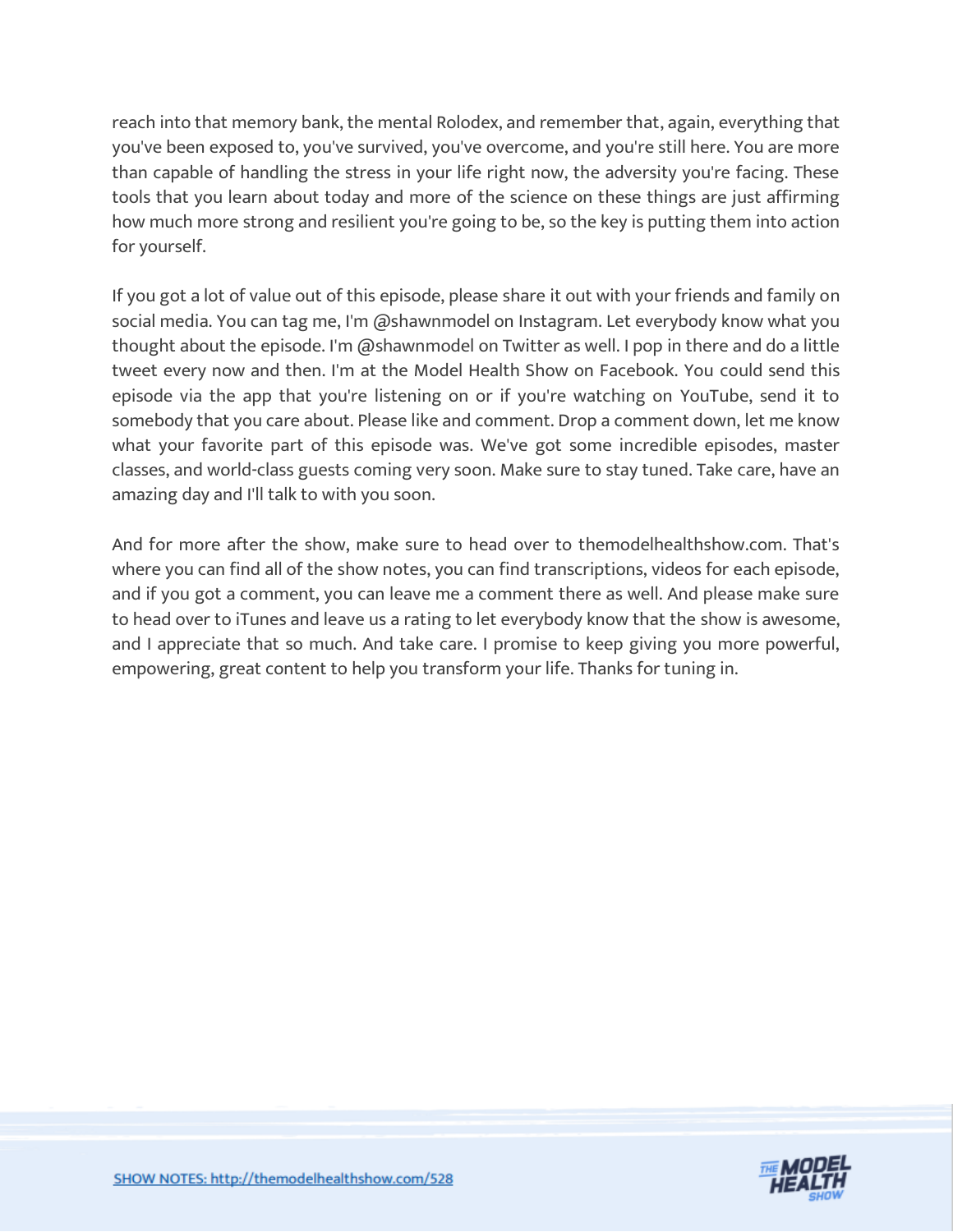reach into that memory bank, the mental Rolodex, and remember that, again, everything that you've been exposed to, you've survived, you've overcome, and you're still here. You are more than capable of handling the stress in your life right now, the adversity you're facing. These tools that you learn about today and more of the science on these things are just affirming how much more strong and resilient you're going to be, so the key is putting them into action for yourself.

If you got a lot of value out of this episode, please share it out with your friends and family on social media. You can tag me, I'm @shawnmodel on Instagram. Let everybody know what you thought about the episode. I'm @shawnmodel on Twitter as well. I pop in there and do a little tweet every now and then. I'm at the Model Health Show on Facebook. You could send this episode via the app that you're listening on or if you're watching on YouTube, send it to somebody that you care about. Please like and comment. Drop a comment down, let me know what your favorite part of this episode was. We've got some incredible episodes, master classes, and world-class guests coming very soon. Make sure to stay tuned. Take care, have an amazing day and I'll talk to with you soon.

And for more after the show, make sure to head over to themodelhealthshow.com. That's where you can find all of the show notes, you can find transcriptions, videos for each episode, and if you got a comment, you can leave me a comment there as well. And please make sure to head over to iTunes and leave us a rating to let everybody know that the show is awesome, and I appreciate that so much. And take care. I promise to keep giving you more powerful, empowering, great content to help you transform your life. Thanks for tuning in.